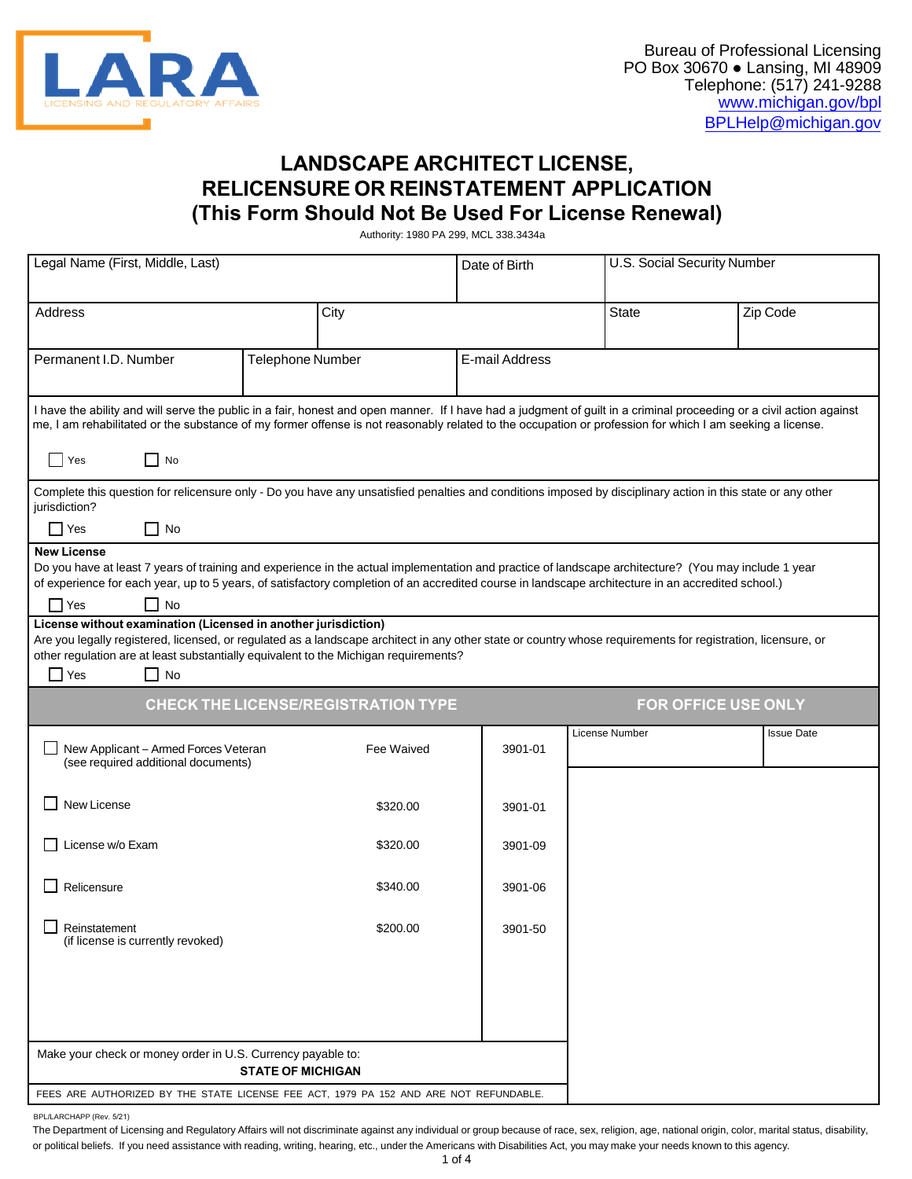LARA
LICENSING AND REGULATORY AFFAIRS

Bureau of Professional Licensing
PO Box 30670 ● Lansing, MI 48909
Telephone: (517) 241-9288
www.michigan.gov/bpl
BPLHelp@michigan.gov

# LANDSCAPE ARCHITECT LICENSE, RELICENSURE OR REINSTATEMENT APPLICATION
## (This Form Should Not Be Used For License Renewal)

Authority: 1980 PA 299, MCL 338.3434a

| Legal Name (First, Middle, Last) | | Date of Birth | U.S. Social Security Number | |
|---|---|---|---|---|
| Address | City | | State | Zip Code |
| Permanent I.D. Number | Telephone Number | E-mail Address | | |

I have the ability and will serve the public in a fair, honest and open manner. If I have had a judgment of guilt in a criminal proceeding or a civil action against me, I am rehabilitated or the substance of my former offense is not reasonably related to the occupation or profession for which I am seeking a license.

☐ Yes ☐ No

Complete this question for relicensure only - Do you have any unsatisfied penalties and conditions imposed by disciplinary action in this state or any other jurisdiction?

☐ Yes ☐ No

**New License**
Do you have at least 7 years of training and experience in the actual implementation and practice of landscape architecture? (You may include 1 year of experience for each year, up to 5 years, of satisfactory completion of an accredited course in landscape architecture in an accredited school.)

☐ Yes ☐ No

**License without examination (Licensed in another jurisdiction)**
Are you legally registered, licensed, or regulated as a landscape architect in any other state or country whose requirements for registration, licensure, or other regulation are at least substantially equivalent to the Michigan requirements?

☐ Yes ☐ No

| CHECK THE LICENSE/REGISTRATION TYPE | | | FOR OFFICE USE ONLY | |
|---|---|---|---|---|
| | | | License Number | Issue Date |
| ☐ New Applicant – Armed Forces Veteran (see required additional documents) | Fee Waived | 3901-01 | | |
| ☐ New License | $320.00 | 3901-01 | | |
| ☐ License w/o Exam | $320.00 | 3901-09 | | |
| ☐ Relicensure | $340.00 | 3901-06 | | |
| ☐ Reinstatement (if license is currently revoked) | $200.00 | 3901-50 | | |

Make your check or money order in U.S. Currency payable to:
**STATE OF MICHIGAN**

FEES ARE AUTHORIZED BY THE STATE LICENSE FEE ACT, 1979 PA 152 AND ARE NOT REFUNDABLE.

BPL/LARCHAPP (Rev. 5/21)

The Department of Licensing and Regulatory Affairs will not discriminate against any individual or group because of race, sex, religion, age, national origin, color, marital status, disability, or political beliefs. If you need assistance with reading, writing, hearing, etc., under the Americans with Disabilities Act, you may make your needs known to this agency.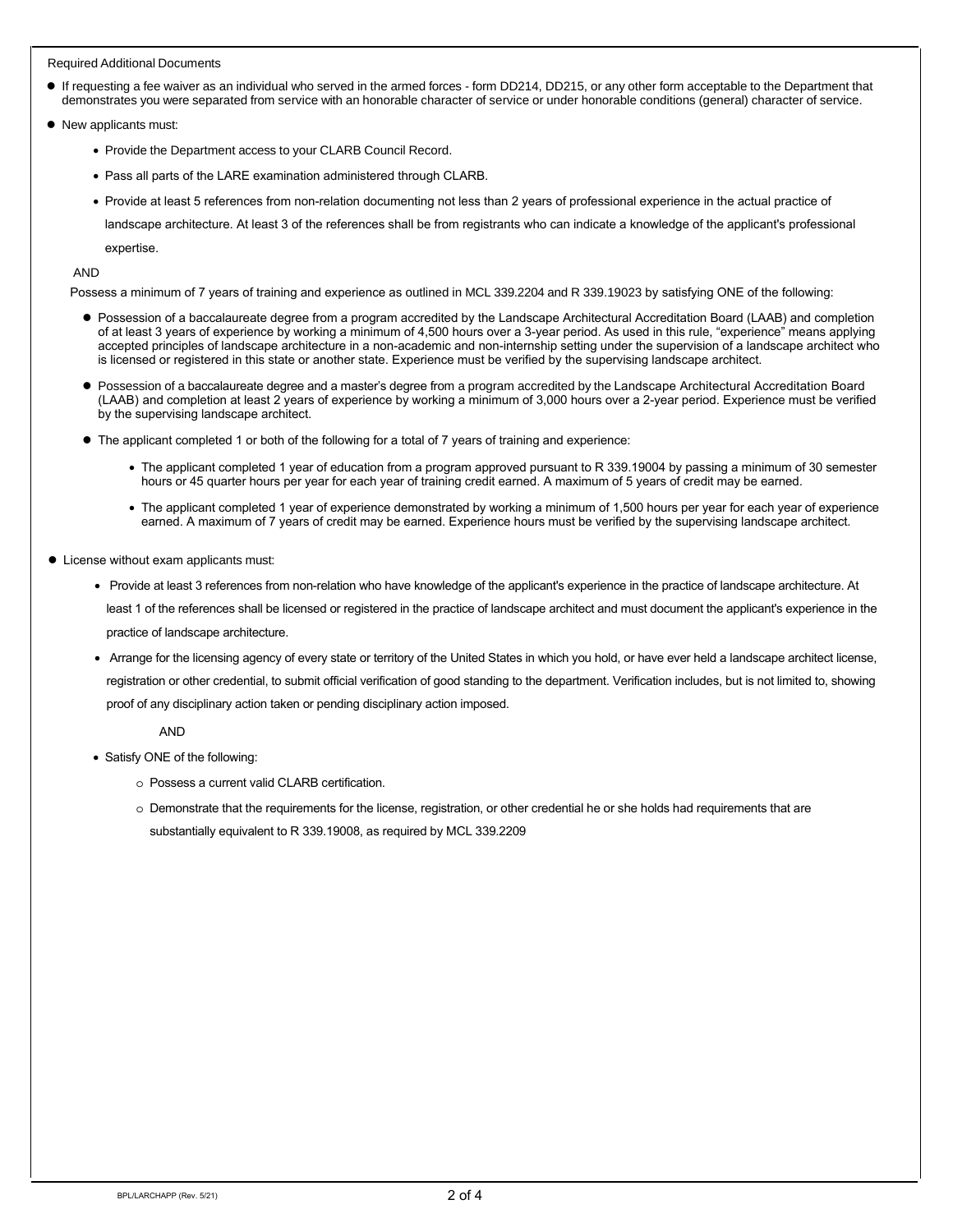Required Additional Documents

- If requesting a fee waiver as an individual who served in the armed forces - form DD214, DD215, or any other form acceptable to the Department that demonstrates you were separated from service with an honorable character of service or under honorable conditions (general) character of service.
- New applicants must:
  - Provide the Department access to your CLARB Council Record.
  - Pass all parts of the LARE examination administered through CLARB.
  - Provide at least 5 references from non-relation documenting not less than 2 years of professional experience in the actual practice of landscape architecture. At least 3 of the references shall be from registrants who can indicate a knowledge of the applicant's professional expertise.

  AND

  Possess a minimum of 7 years of training and experience as outlined in MCL 339.2204 and R 339.19023 by satisfying ONE of the following:

  - Possession of a baccalaureate degree from a program accredited by the Landscape Architectural Accreditation Board (LAAB) and completion of at least 3 years of experience by working a minimum of 4,500 hours over a 3-year period. As used in this rule, "experience" means applying accepted principles of landscape architecture in a non-academic and non-internship setting under the supervision of a landscape architect who is licensed or registered in this state or another state. Experience must be verified by the supervising landscape architect.
  - Possession of a baccalaureate degree and a master's degree from a program accredited by the Landscape Architectural Accreditation Board (LAAB) and completion at least 2 years of experience by working a minimum of 3,000 hours over a 2-year period. Experience must be verified by the supervising landscape architect.
  - The applicant completed 1 or both of the following for a total of 7 years of training and experience:
    - The applicant completed 1 year of education from a program approved pursuant to R 339.19004 by passing a minimum of 30 semester hours or 45 quarter hours per year for each year of training credit earned. A maximum of 5 years of credit may be earned.
    - The applicant completed 1 year of experience demonstrated by working a minimum of 1,500 hours per year for each year of experience earned. A maximum of 7 years of credit may be earned. Experience hours must be verified by the supervising landscape architect.
- License without exam applicants must:
  - Provide at least 3 references from non-relation who have knowledge of the applicant's experience in the practice of landscape architecture. At least 1 of the references shall be licensed or registered in the practice of landscape architect and must document the applicant's experience in the practice of landscape architecture.
  - Arrange for the licensing agency of every state or territory of the United States in which you hold, or have ever held a landscape architect license, registration or other credential, to submit official verification of good standing to the department. Verification includes, but is not limited to, showing proof of any disciplinary action taken or pending disciplinary action imposed.

    AND
  - Satisfy ONE of the following:
    - Possess a current valid CLARB certification.
    - Demonstrate that the requirements for the license, registration, or other credential he or she holds had requirements that are substantially equivalent to R 339.19008, as required by MCL 339.2209

BPL/LARCHAPP (Rev. 5/21)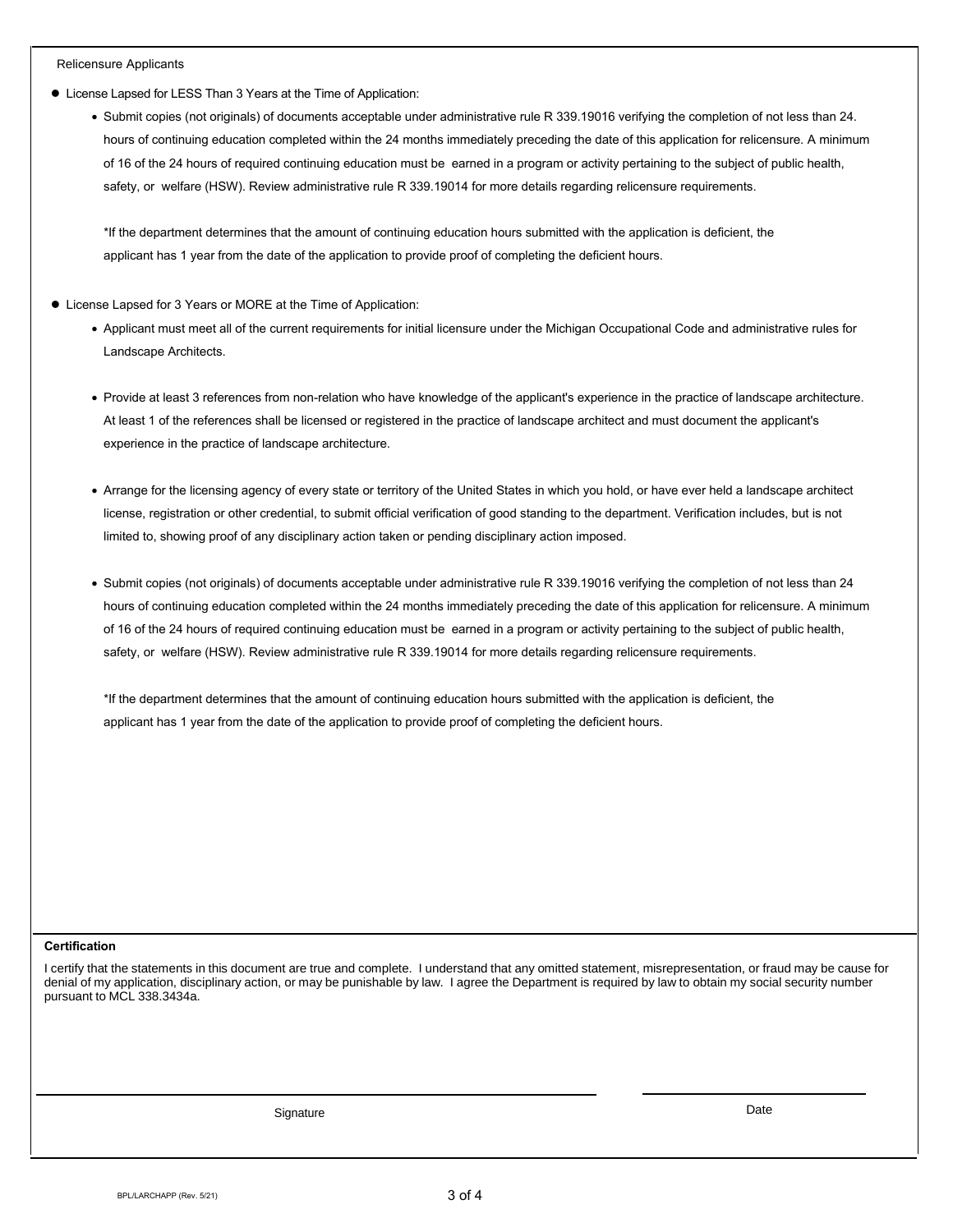Relicensure Applicants

- License Lapsed for LESS Than 3 Years at the Time of Application:
  - Submit copies (not originals) of documents acceptable under administrative rule R 339.19016 verifying the completion of not less than 24. hours of continuing education completed within the 24 months immediately preceding the date of this application for relicensure. A minimum of 16 of the 24 hours of required continuing education must be earned in a program or activity pertaining to the subject of public health, safety, or welfare (HSW). Review administrative rule R 339.19014 for more details regarding relicensure requirements.

    *If the department determines that the amount of continuing education hours submitted with the application is deficient, the applicant has 1 year from the date of the application to provide proof of completing the deficient hours.

- License Lapsed for 3 Years or MORE at the Time of Application:
  - Applicant must meet all of the current requirements for initial licensure under the Michigan Occupational Code and administrative rules for Landscape Architects.
  - Provide at least 3 references from non-relation who have knowledge of the applicant's experience in the practice of landscape architecture. At least 1 of the references shall be licensed or registered in the practice of landscape architect and must document the applicant's experience in the practice of landscape architecture.
  - Arrange for the licensing agency of every state or territory of the United States in which you hold, or have ever held a landscape architect license, registration or other credential, to submit official verification of good standing to the department. Verification includes, but is not limited to, showing proof of any disciplinary action taken or pending disciplinary action imposed.
  - Submit copies (not originals) of documents acceptable under administrative rule R 339.19016 verifying the completion of not less than 24 hours of continuing education completed within the 24 months immediately preceding the date of this application for relicensure. A minimum of 16 of the 24 hours of required continuing education must be earned in a program or activity pertaining to the subject of public health, safety, or welfare (HSW). Review administrative rule R 339.19014 for more details regarding relicensure requirements.

    *If the department determines that the amount of continuing education hours submitted with the application is deficient, the applicant has 1 year from the date of the application to provide proof of completing the deficient hours.

**Certification**

I certify that the statements in this document are true and complete. I understand that any omitted statement, misrepresentation, or fraud may be cause for denial of my application, disciplinary action, or may be punishable by law. I agree the Department is required by law to obtain my social security number pursuant to MCL 338.3434a.

Signature ______________________ Date ______________

BPL/LARCHAPP (Rev. 5/21)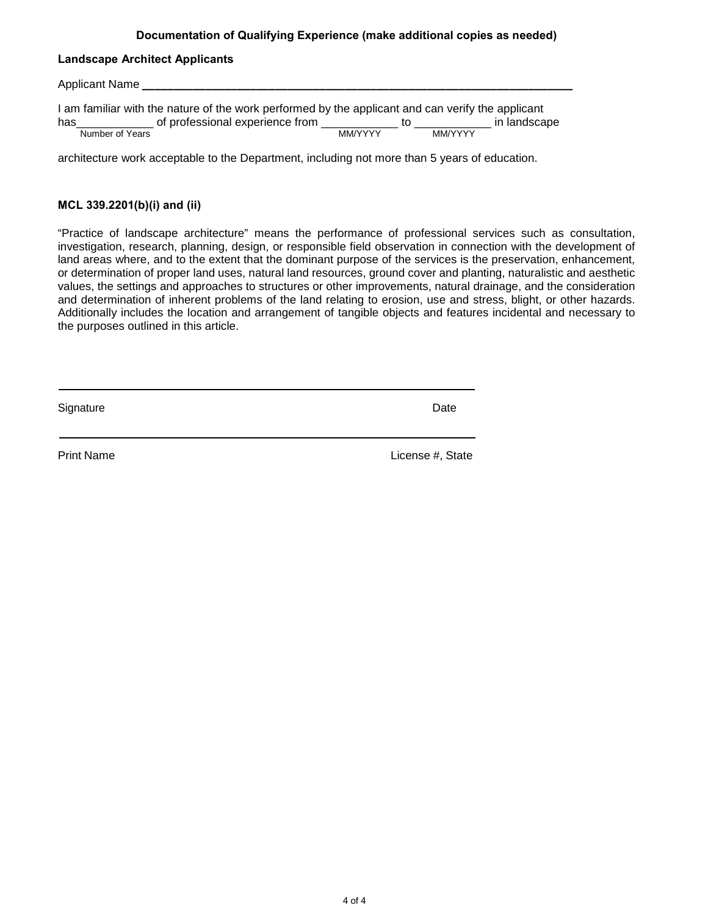**Documentation of Qualifying Experience (make additional copies as needed)**

**Landscape Architect Applicants**

Applicant Name ______________________________________________________________

I am familiar with the nature of the work performed by the applicant and can verify the applicant has____________ of professional experience from ____________ to ____________ in landscape architecture work acceptable to the Department, including not more than 5 years of education.

(Number of Years) (MM/YYYY) (MM/YYYY)

**MCL 339.2201(b)(i) and (ii)**

"Practice of landscape architecture" means the performance of professional services such as consultation, investigation, research, planning, design, or responsible field observation in connection with the development of land areas where, and to the extent that the dominant purpose of the services is the preservation, enhancement, or determination of proper land uses, natural land resources, ground cover and planting, naturalistic and aesthetic values, the settings and approaches to structures or other improvements, natural drainage, and the consideration and determination of inherent problems of the land relating to erosion, use and stress, blight, or other hazards. Additionally includes the location and arrangement of tangible objects and features incidental and necessary to the purposes outlined in this article.

______________________________________________________________

Signature Date

______________________________________________________________

Print Name License #, State